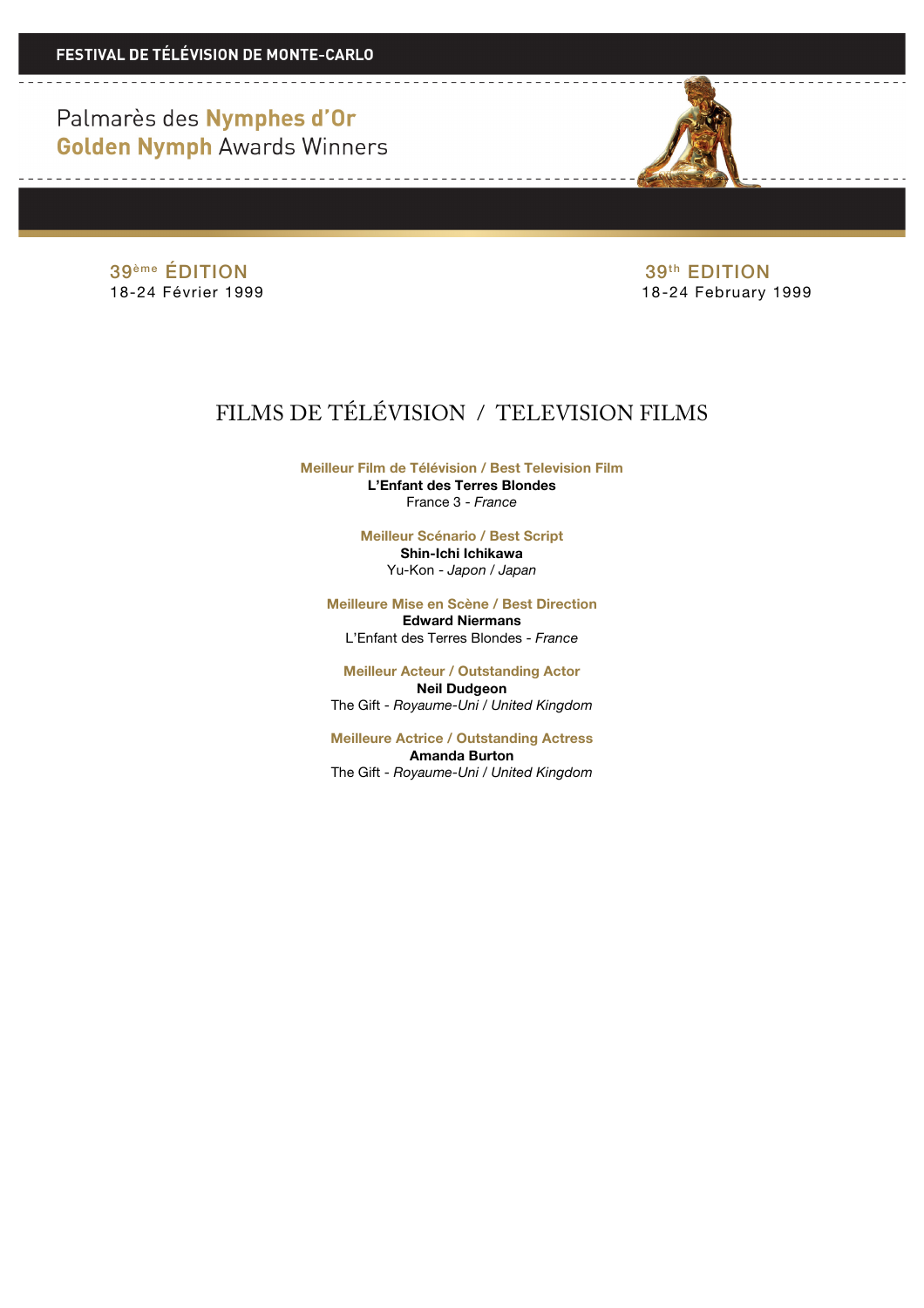**FESTIVAL DE TÉLÉVISION DE MONTE-CARLO**

# Palmarès des **Nymphes d'Or**
# **Golden Nymph** Awards Winners

39ème ÉDITION
18-24 Février 1999

39th EDITION
18-24 February 1999

## FILMS DE TÉLÉVISION / TELEVISION FILMS

**Meilleur Film de Télévision / Best Television Film**
**L'Enfant des Terres Blondes**
France 3 - *France*

**Meilleur Scénario / Best Script**
**Shin-Ichi Ichikawa**
Yu-Kon - *Japon* / *Japan*

**Meilleure Mise en Scène / Best Direction**
**Edward Niermans**
L'Enfant des Terres Blondes - *France*

**Meilleur Acteur / Outstanding Actor**
**Neil Dudgeon**
The Gift - *Royaume-Uni* / *United Kingdom*

**Meilleure Actrice / Outstanding Actress**
**Amanda Burton**
The Gift - *Royaume-Uni* / *United Kingdom*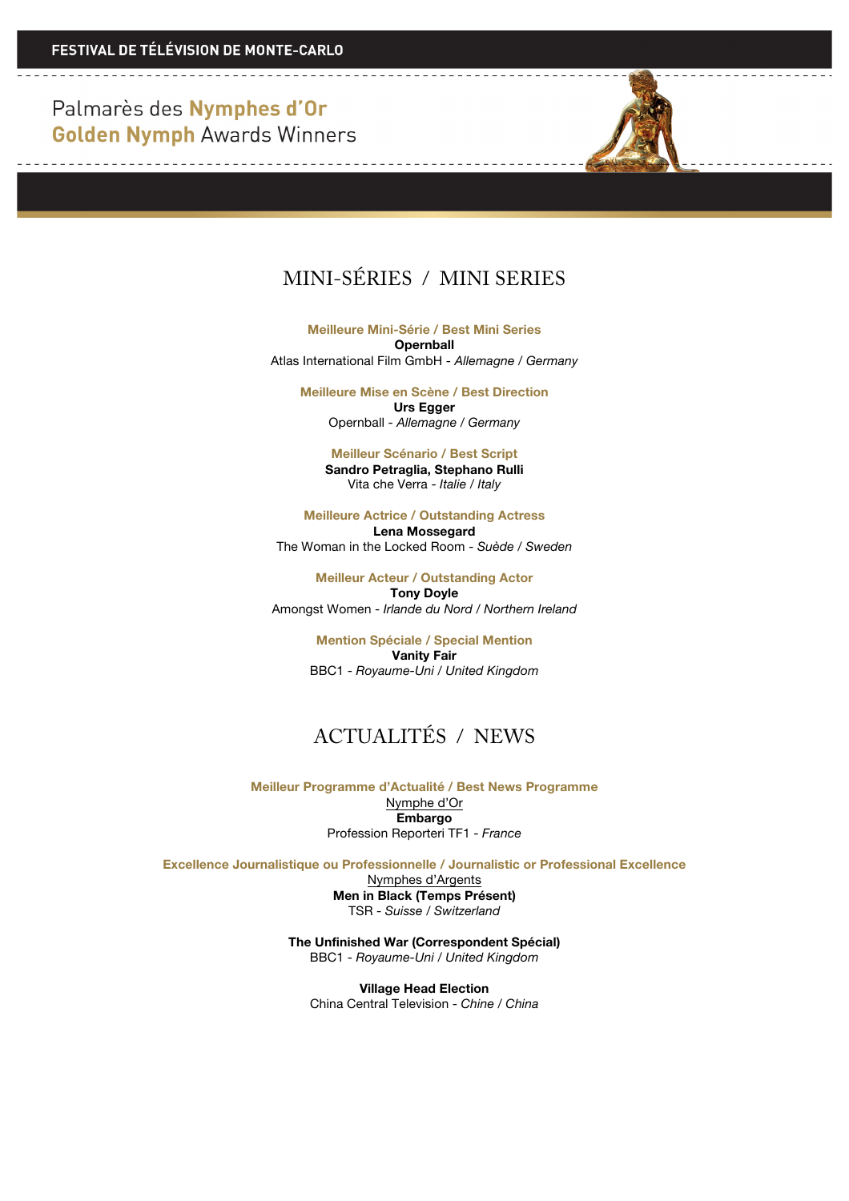FESTIVAL DE TÉLÉVISION DE MONTE-CARLO

Palmarès des **Nymphes d'Or**
**Golden Nymph** Awards Winners

## MINI-SÉRIES / MINI SERIES

**Meilleure Mini-Série / Best Mini Series**
**Opernball**
Atlas International Film GmbH - *Allemagne* / *Germany*

**Meilleure Mise en Scène / Best Direction**
**Urs Egger**
Opernball - *Allemagne* / *Germany*

**Meilleur Scénario / Best Script**
**Sandro Petraglia, Stephano Rulli**
Vita che Verra - *Italie* / *Italy*

**Meilleure Actrice / Outstanding Actress**
**Lena Mossegard**
The Woman in the Locked Room - *Suède* / *Sweden*

**Meilleur Acteur / Outstanding Actor**
**Tony Doyle**
Amongst Women - *Irlande du Nord* / *Northern Ireland*

**Mention Spéciale / Special Mention**
**Vanity Fair**
BBC1 - *Royaume-Uni* / *United Kingdom*

## ACTUALITÉS / NEWS

**Meilleur Programme d'Actualité / Best News Programme**
Nymphe d'Or
**Embargo**
Profession Reporteri TF1 - *France*

**Excellence Journalistique ou Professionnelle / Journalistic or Professional Excellence**
Nymphes d'Argents
**Men in Black (Temps Présent)**
TSR - *Suisse* / *Switzerland*

**The Unfinished War (Correspondent Spécial)**
BBC1 - *Royaume-Uni* / *United Kingdom*

**Village Head Election**
China Central Television - *Chine* / *China*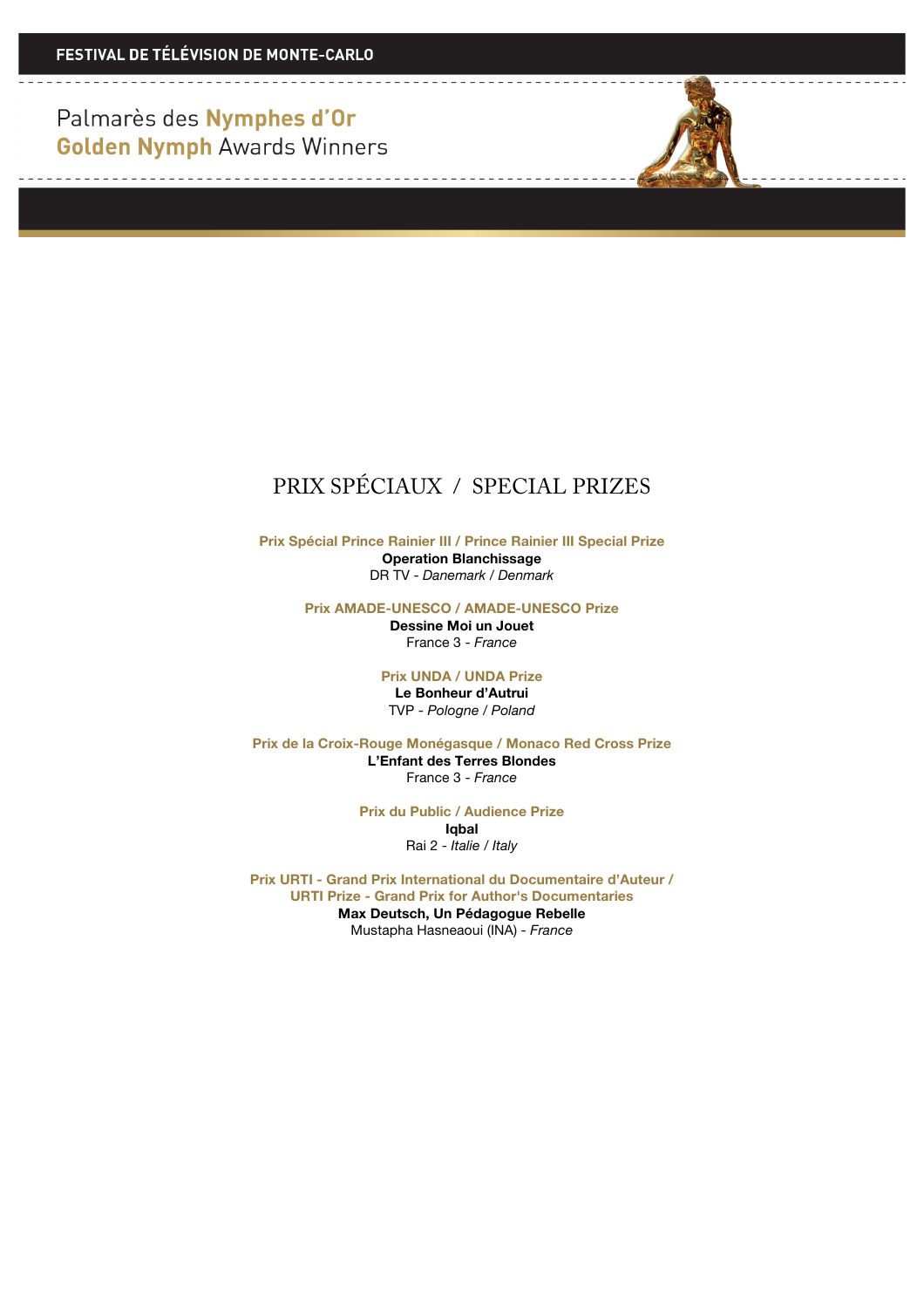FESTIVAL DE TÉLÉVISION DE MONTE-CARLO

Palmarès des **Nymphes d'Or**
**Golden Nymph** Awards Winners

# PRIX SPÉCIAUX / SPECIAL PRIZES

**Prix Spécial Prince Rainier III / Prince Rainier III Special Prize**
**Operation Blanchissage**
DR TV - *Danemark / Denmark*

**Prix AMADE-UNESCO / AMADE-UNESCO Prize**
**Dessine Moi un Jouet**
France 3 - *France*

**Prix UNDA / UNDA Prize**
**Le Bonheur d'Autrui**
TVP - *Pologne / Poland*

**Prix de la Croix-Rouge Monégasque / Monaco Red Cross Prize**
**L'Enfant des Terres Blondes**
France 3 - *France*

**Prix du Public / Audience Prize**
**Iqbal**
Rai 2 - *Italie / Italy*

**Prix URTI - Grand Prix International du Documentaire d'Auteur / URTI Prize - Grand Prix for Author's Documentaries**
**Max Deutsch, Un Pédagogue Rebelle**
Mustapha Hasneaoui (INA) - *France*